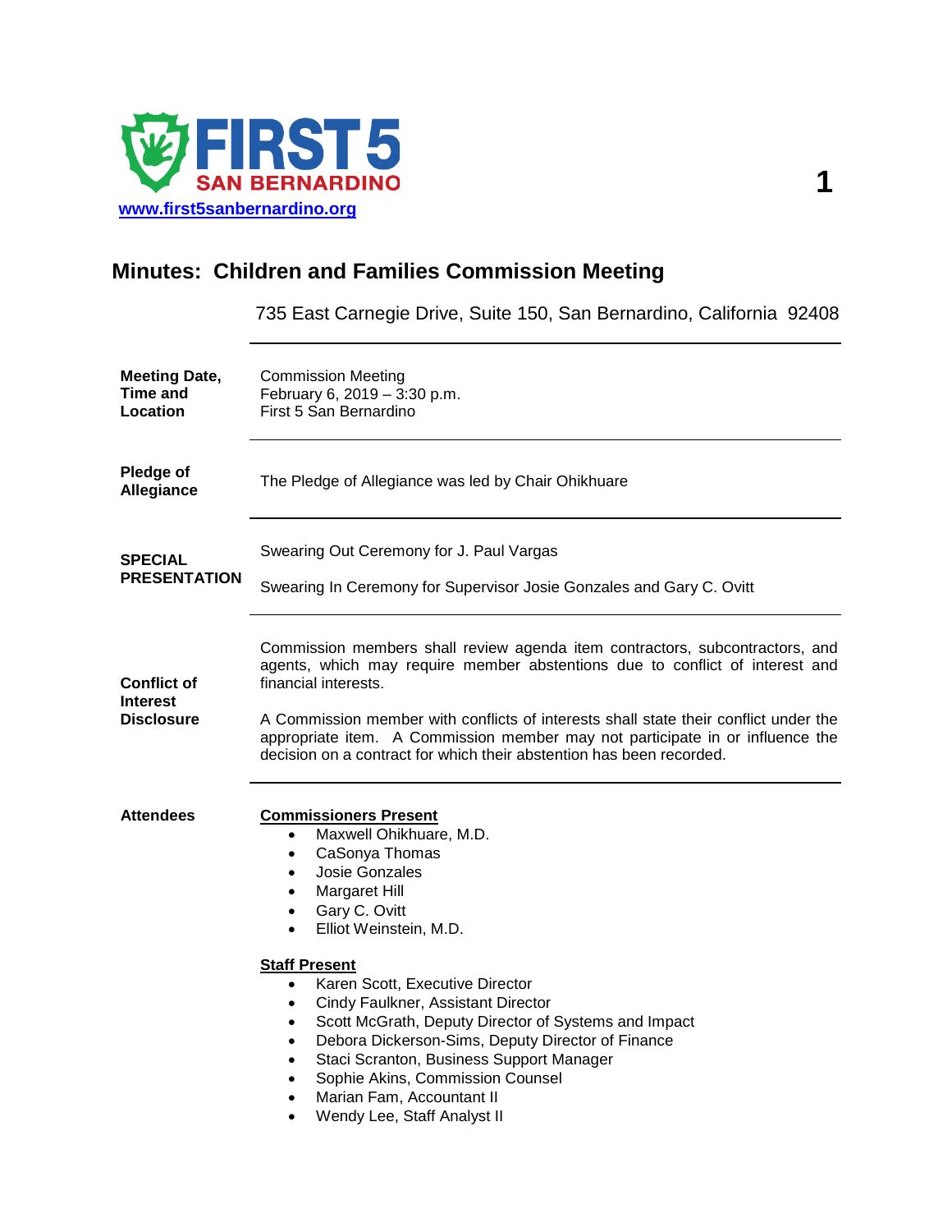FIRST 5 SAN BERNARDINO

www.first5sanbernardino.org

# Minutes: Children and Families Commission Meeting

735 East Carnegie Drive, Suite 150, San Bernardino, California 92408

**Meeting Date, Time and Location**

Commission Meeting
February 6, 2019 – 3:30 p.m.
First 5 San Bernardino

**Pledge of Allegiance**

The Pledge of Allegiance was led by Chair Ohikhuare

**SPECIAL PRESENTATION**

Swearing Out Ceremony for J. Paul Vargas

Swearing In Ceremony for Supervisor Josie Gonzales and Gary C. Ovitt

**Conflict of Interest Disclosure**

Commission members shall review agenda item contractors, subcontractors, and agents, which may require member abstentions due to conflict of interest and financial interests.

A Commission member with conflicts of interests shall state their conflict under the appropriate item. A Commission member may not participate in or influence the decision on a contract for which their abstention has been recorded.

**Attendees**

**Commissioners Present**

- Maxwell Ohikhuare, M.D.
- CaSonya Thomas
- Josie Gonzales
- Margaret Hill
- Gary C. Ovitt
- Elliot Weinstein, M.D.

**Staff Present**

- Karen Scott, Executive Director
- Cindy Faulkner, Assistant Director
- Scott McGrath, Deputy Director of Systems and Impact
- Debora Dickerson-Sims, Deputy Director of Finance
- Staci Scranton, Business Support Manager
- Sophie Akins, Commission Counsel
- Marian Fam, Accountant II
- Wendy Lee, Staff Analyst II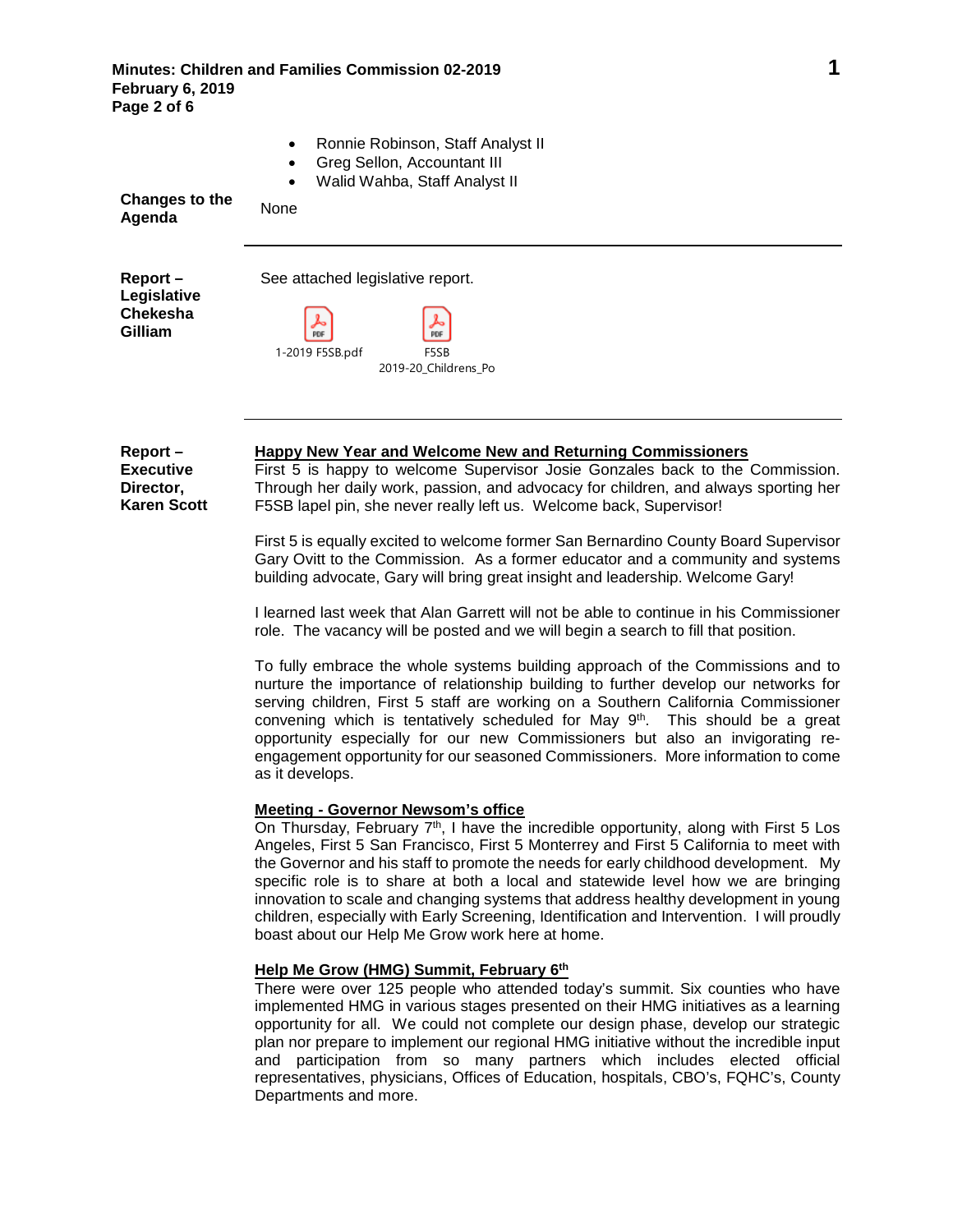- Ronnie Robinson, Staff Analyst II
- Greg Sellon, Accountant III
- Walid Wahba, Staff Analyst II

**Changes to the Agenda**

None

---

**Report – Legislative Chekesha Gilliam**

See attached legislative report.

1-2019 F5SB.pdf

F5SB 2019-20_Childrens_Po

---

**Report – Executive Director, Karen Scott**

**Happy New Year and Welcome New and Returning Commissioners**

First 5 is happy to welcome Supervisor Josie Gonzales back to the Commission. Through her daily work, passion, and advocacy for children, and always sporting her F5SB lapel pin, she never really left us. Welcome back, Supervisor!

First 5 is equally excited to welcome former San Bernardino County Board Supervisor Gary Ovitt to the Commission. As a former educator and a community and systems building advocate, Gary will bring great insight and leadership. Welcome Gary!

I learned last week that Alan Garrett will not be able to continue in his Commissioner role. The vacancy will be posted and we will begin a search to fill that position.

To fully embrace the whole systems building approach of the Commissions and to nurture the importance of relationship building to further develop our networks for serving children, First 5 staff are working on a Southern California Commissioner convening which is tentatively scheduled for May 9th. This should be a great opportunity especially for our new Commissioners but also an invigorating re-engagement opportunity for our seasoned Commissioners. More information to come as it develops.

**Meeting - Governor Newsom's office**

On Thursday, February 7th, I have the incredible opportunity, along with First 5 Los Angeles, First 5 San Francisco, First 5 Monterrey and First 5 California to meet with the Governor and his staff to promote the needs for early childhood development. My specific role is to share at both a local and statewide level how we are bringing innovation to scale and changing systems that address healthy development in young children, especially with Early Screening, Identification and Intervention. I will proudly boast about our Help Me Grow work here at home.

**Help Me Grow (HMG) Summit, February 6th**

There were over 125 people who attended today's summit. Six counties who have implemented HMG in various stages presented on their HMG initiatives as a learning opportunity for all. We could not complete our design phase, develop our strategic plan nor prepare to implement our regional HMG initiative without the incredible input and participation from so many partners which includes elected official representatives, physicians, Offices of Education, hospitals, CBO's, FQHC's, County Departments and more.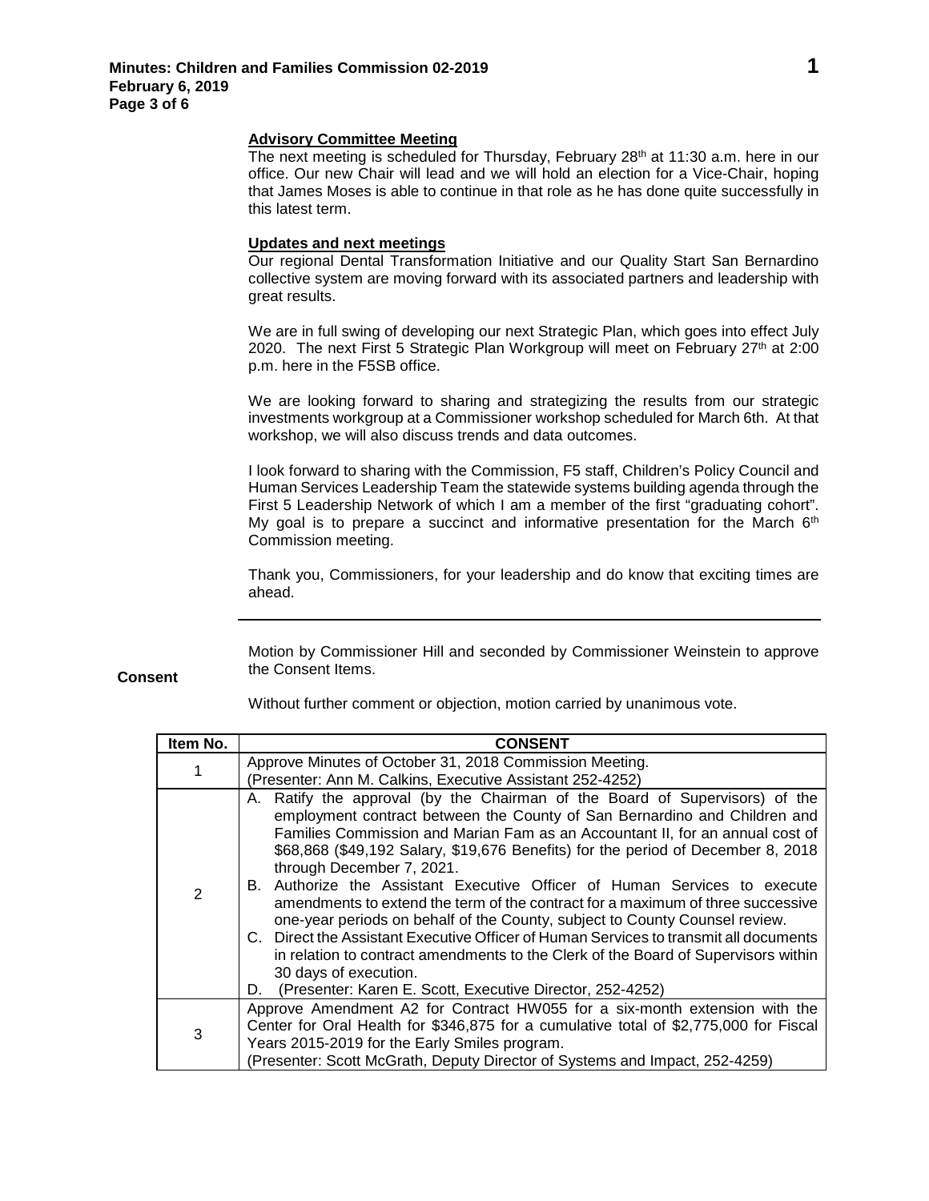**Advisory Committee Meeting**

The next meeting is scheduled for Thursday, February 28th at 11:30 a.m. here in our office. Our new Chair will lead and we will hold an election for a Vice-Chair, hoping that James Moses is able to continue in that role as he has done quite successfully in this latest term.

**Updates and next meetings**

Our regional Dental Transformation Initiative and our Quality Start San Bernardino collective system are moving forward with its associated partners and leadership with great results.

We are in full swing of developing our next Strategic Plan, which goes into effect July 2020. The next First 5 Strategic Plan Workgroup will meet on February 27th at 2:00 p.m. here in the F5SB office.

We are looking forward to sharing and strategizing the results from our strategic investments workgroup at a Commissioner workshop scheduled for March 6th. At that workshop, we will also discuss trends and data outcomes.

I look forward to sharing with the Commission, F5 staff, Children's Policy Council and Human Services Leadership Team the statewide systems building agenda through the First 5 Leadership Network of which I am a member of the first "graduating cohort". My goal is to prepare a succinct and informative presentation for the March 6th Commission meeting.

Thank you, Commissioners, for your leadership and do know that exciting times are ahead.

---

**Consent**

Motion by Commissioner Hill and seconded by Commissioner Weinstein to approve the Consent Items.

Without further comment or objection, motion carried by unanimous vote.

| Item No. | CONSENT |
|---|---|
| 1 | Approve Minutes of October 31, 2018 Commission Meeting.<br>(Presenter: Ann M. Calkins, Executive Assistant 252-4252) |
| 2 | A. Ratify the approval (by the Chairman of the Board of Supervisors) of the employment contract between the County of San Bernardino and Children and Families Commission and Marian Fam as an Accountant II, for an annual cost of $68,868 ($49,192 Salary, $19,676 Benefits) for the period of December 8, 2018 through December 7, 2021.<br>B. Authorize the Assistant Executive Officer of Human Services to execute amendments to extend the term of the contract for a maximum of three successive one-year periods on behalf of the County, subject to County Counsel review.<br>C. Direct the Assistant Executive Officer of Human Services to transmit all documents in relation to contract amendments to the Clerk of the Board of Supervisors within 30 days of execution.<br>D. (Presenter: Karen E. Scott, Executive Director, 252-4252) |
| 3 | Approve Amendment A2 for Contract HW055 for a six-month extension with the Center for Oral Health for $346,875 for a cumulative total of $2,775,000 for Fiscal Years 2015-2019 for the Early Smiles program.<br>(Presenter: Scott McGrath, Deputy Director of Systems and Impact, 252-4259) |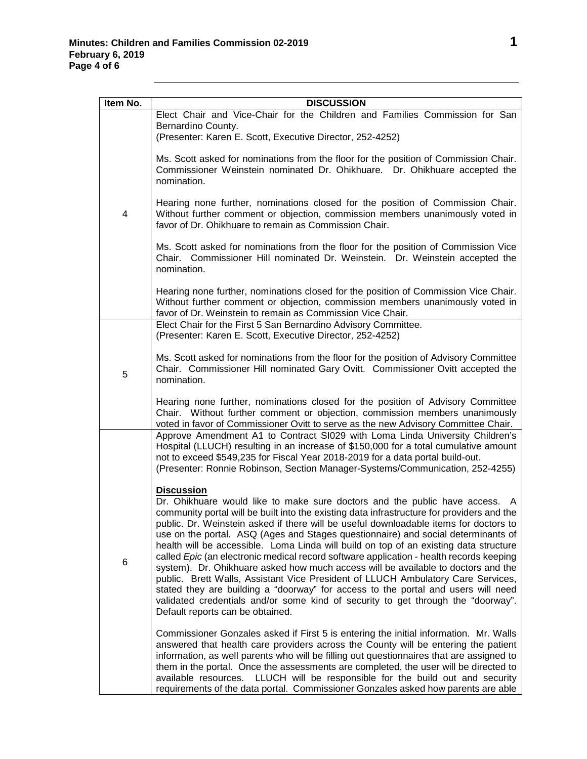| Item No. | DISCUSSION |
|---|---|
| 4 | Elect Chair and Vice-Chair for the Children and Families Commission for San Bernardino County.<br>(Presenter: Karen E. Scott, Executive Director, 252-4252)<br><br>Ms. Scott asked for nominations from the floor for the position of Commission Chair. Commissioner Weinstein nominated Dr. Ohikhuare. Dr. Ohikhuare accepted the nomination.<br><br>Hearing none further, nominations closed for the position of Commission Chair. Without further comment or objection, commission members unanimously voted in favor of Dr. Ohikhuare to remain as Commission Chair.<br><br>Ms. Scott asked for nominations from the floor for the position of Commission Vice Chair. Commissioner Hill nominated Dr. Weinstein. Dr. Weinstein accepted the nomination.<br><br>Hearing none further, nominations closed for the position of Commission Vice Chair. Without further comment or objection, commission members unanimously voted in favor of Dr. Weinstein to remain as Commission Vice Chair. |
| 5 | Elect Chair for the First 5 San Bernardino Advisory Committee.<br>(Presenter: Karen E. Scott, Executive Director, 252-4252)<br><br>Ms. Scott asked for nominations from the floor for the position of Advisory Committee Chair. Commissioner Hill nominated Gary Ovitt. Commissioner Ovitt accepted the nomination.<br><br>Hearing none further, nominations closed for the position of Advisory Committee Chair. Without further comment or objection, commission members unanimously voted in favor of Commissioner Ovitt to serve as the new Advisory Committee Chair. |
| 6 | Approve Amendment A1 to Contract SI029 with Loma Linda University Children's Hospital (LLUCH) resulting in an increase of $150,000 for a total cumulative amount not to exceed $549,235 for Fiscal Year 2018-2019 for a data portal build-out.<br>(Presenter: Ronnie Robinson, Section Manager-Systems/Communication, 252-4255)<br><br>**Discussion**<br>Dr. Ohikhuare would like to make sure doctors and the public have access. A community portal will be built into the existing data infrastructure for providers and the public. Dr. Weinstein asked if there will be useful downloadable items for doctors to use on the portal. ASQ (Ages and Stages questionnaire) and social determinants of health will be accessible. Loma Linda will build on top of an existing data structure called *Epic* (an electronic medical record software application - health records keeping system). Dr. Ohikhuare asked how much access will be available to doctors and the public. Brett Walls, Assistant Vice President of LLUCH Ambulatory Care Services, stated they are building a "doorway" for access to the portal and users will need validated credentials and/or some kind of security to get through the "doorway". Default reports can be obtained.<br><br>Commissioner Gonzales asked if First 5 is entering the initial information. Mr. Walls answered that health care providers across the County will be entering the patient information, as well parents who will be filling out questionnaires that are assigned to them in the portal. Once the assessments are completed, the user will be directed to available resources. LLUCH will be responsible for the build out and security requirements of the data portal. Commissioner Gonzales asked how parents are able |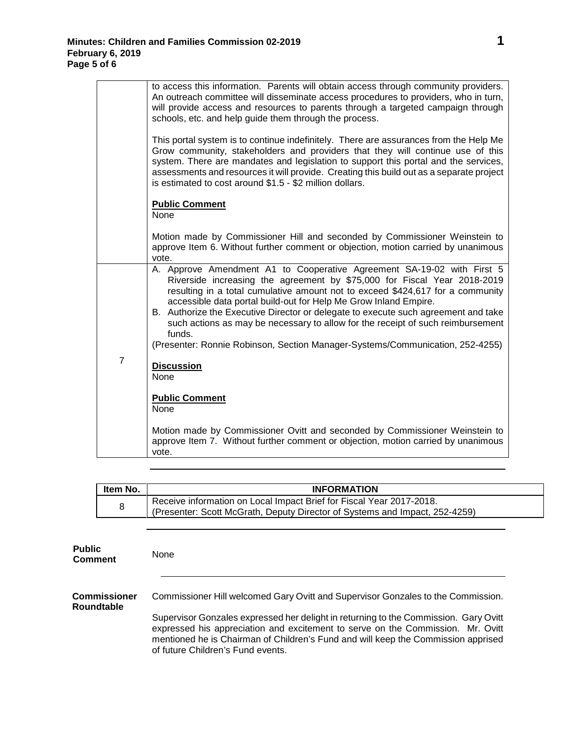| | |
|---|---|
| | to access this information. Parents will obtain access through community providers. An outreach committee will disseminate access procedures to providers, who in turn, will provide access and resources to parents through a targeted campaign through schools, etc. and help guide them through the process.<br><br>This portal system is to continue indefinitely. There are assurances from the Help Me Grow community, stakeholders and providers that they will continue use of this system. There are mandates and legislation to support this portal and the services, assessments and resources it will provide. Creating this build out as a separate project is estimated to cost around $1.5 - $2 million dollars.<br><br>**Public Comment**<br>None<br><br>Motion made by Commissioner Hill and seconded by Commissioner Weinstein to approve Item 6. Without further comment or objection, motion carried by unanimous vote. |
| 7 | A. Approve Amendment A1 to Cooperative Agreement SA-19-02 with First 5 Riverside increasing the agreement by $75,000 for Fiscal Year 2018-2019 resulting in a total cumulative amount not to exceed $424,617 for a community accessible data portal build-out for Help Me Grow Inland Empire.<br>B. Authorize the Executive Director or delegate to execute such agreement and take such actions as may be necessary to allow for the receipt of such reimbursement funds.<br>(Presenter: Ronnie Robinson, Section Manager-Systems/Communication, 252-4255)<br><br>**Discussion**<br>None<br><br>**Public Comment**<br>None<br><br>Motion made by Commissioner Ovitt and seconded by Commissioner Weinstein to approve Item 7. Without further comment or objection, motion carried by unanimous vote. |

| Item No. | INFORMATION |
|---|---|
| 8 | Receive information on Local Impact Brief for Fiscal Year 2017-2018.<br>(Presenter: Scott McGrath, Deputy Director of Systems and Impact, 252-4259) |

**Public Comment**

None

**Commissioner Roundtable**

Commissioner Hill welcomed Gary Ovitt and Supervisor Gonzales to the Commission.

Supervisor Gonzales expressed her delight in returning to the Commission. Gary Ovitt expressed his appreciation and excitement to serve on the Commission. Mr. Ovitt mentioned he is Chairman of Children's Fund and will keep the Commission apprised of future Children's Fund events.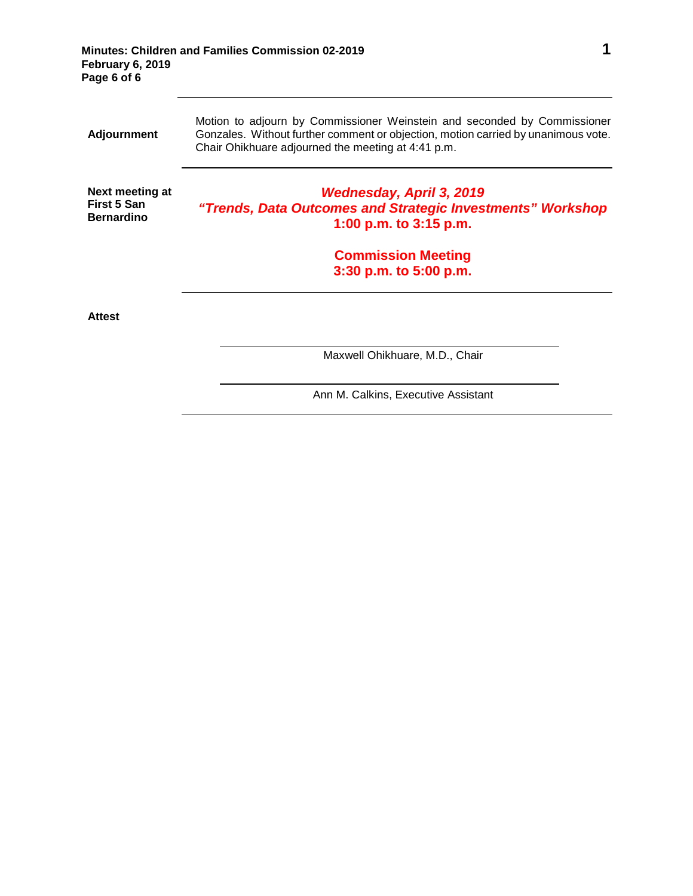| | |
|---|---|
| **Adjournment** | Motion to adjourn by Commissioner Weinstein and seconded by Commissioner Gonzales. Without further comment or objection, motion carried by unanimous vote. Chair Ohikhuare adjourned the meeting at 4:41 p.m. |
| **Next meeting at First 5 San Bernardino** | ***Wednesday, April 3, 2019***<br>***"Trends, Data Outcomes and Strategic Investments" Workshop***<br>**1:00 p.m. to 3:15 p.m.**<br><br>**Commission Meeting**<br>**3:30 p.m. to 5:00 p.m.** |
| **Attest** | ______________________________<br>Maxwell Ohikhuare, M.D., Chair<br><br>______________________________<br>Ann M. Calkins, Executive Assistant |